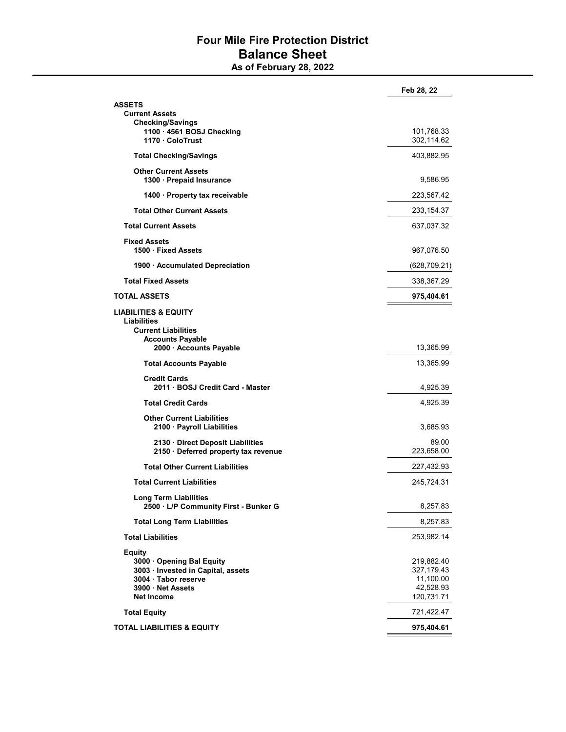# Four Mile Fire Protection District

## Balance Sheet

### As of February 28, 2022

| | Feb 28, 22 |
|---|---:|
| **ASSETS** | |
| **Current Assets** | |
| **Checking/Savings** | |
| **1100 · 4561 BOSJ Checking** | 101,768.33 |
| **1170 · ColoTrust** | 302,114.62 |
| **Total Checking/Savings** | 403,882.95 |
| **Other Current Assets** | |
| **1300 · Prepaid Insurance** | 9,586.95 |
| **1400 · Property tax receivable** | 223,567.42 |
| **Total Other Current Assets** | 233,154.37 |
| **Total Current Assets** | 637,037.32 |
| **Fixed Assets** | |
| **1500 · Fixed Assets** | 967,076.50 |
| **1900 · Accumulated Depreciation** | (628,709.21) |
| **Total Fixed Assets** | 338,367.29 |
| **TOTAL ASSETS** | **975,404.61** |
| **LIABILITIES & EQUITY** | |
| **Liabilities** | |
| **Current Liabilities** | |
| **Accounts Payable** | |
| **2000 · Accounts Payable** | 13,365.99 |
| **Total Accounts Payable** | 13,365.99 |
| **Credit Cards** | |
| **2011 · BOSJ Credit Card - Master** | 4,925.39 |
| **Total Credit Cards** | 4,925.39 |
| **Other Current Liabilities** | |
| **2100 · Payroll Liabilities** | 3,685.93 |
| **2130 · Direct Deposit Liabilities** | 89.00 |
| **2150 · Deferred property tax revenue** | 223,658.00 |
| **Total Other Current Liabilities** | 227,432.93 |
| **Total Current Liabilities** | 245,724.31 |
| **Long Term Liabilities** | |
| **2500 · L/P Community First - Bunker G** | 8,257.83 |
| **Total Long Term Liabilities** | 8,257.83 |
| **Total Liabilities** | 253,982.14 |
| **Equity** | |
| **3000 · Opening Bal Equity** | 219,882.40 |
| **3003 · Invested in Capital, assets** | 327,179.43 |
| **3004 · Tabor reserve** | 11,100.00 |
| **3900 · Net Assets** | 42,528.93 |
| **Net Income** | 120,731.71 |
| **Total Equity** | 721,422.47 |
| **TOTAL LIABILITIES & EQUITY** | **975,404.61** |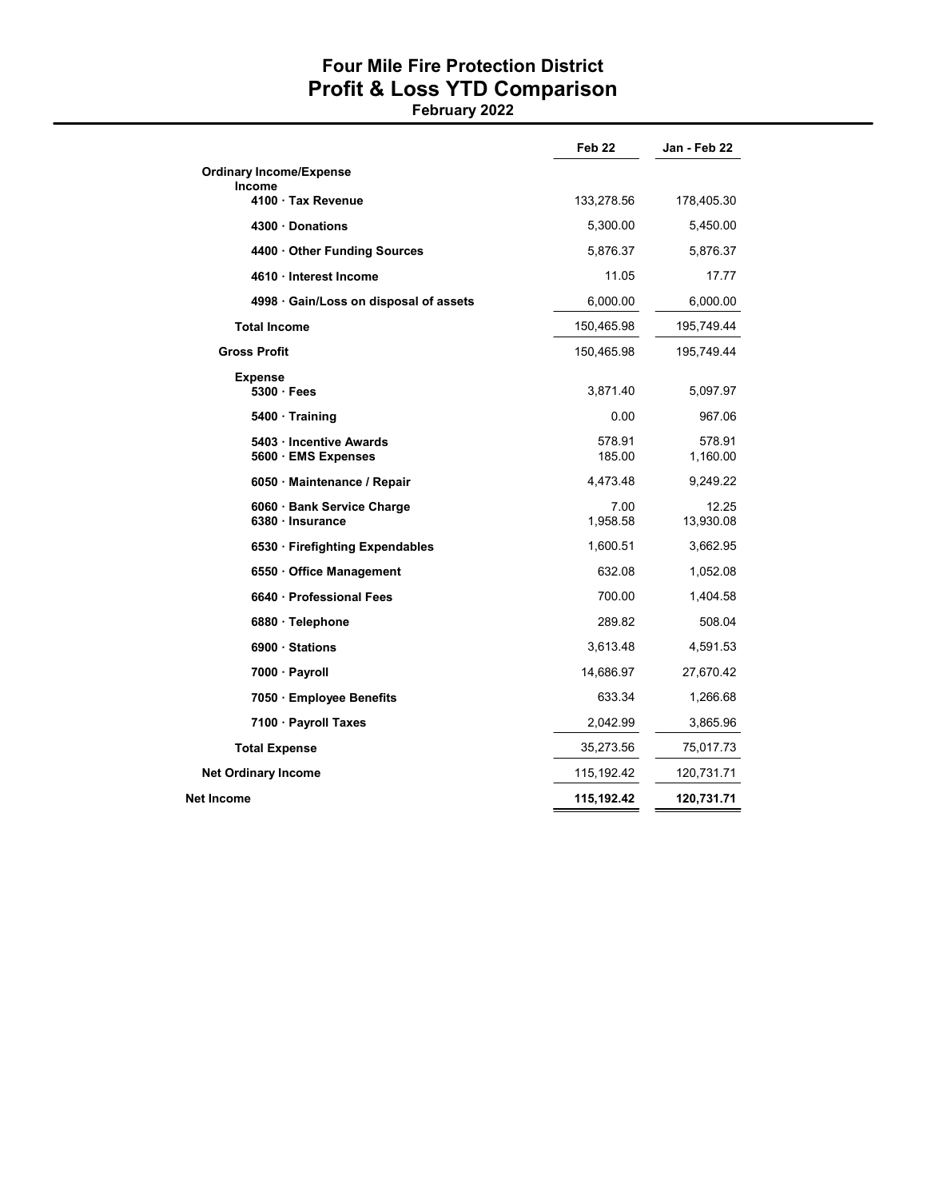# Four Mile Fire Protection District

## Profit & Loss YTD Comparison

**February 2022**

| | Feb 22 | Jan - Feb 22 |
|---|---|---|
| **Ordinary Income/Expense** | | |
| **Income** | | |
| **4100 · Tax Revenue** | 133,278.56 | 178,405.30 |
| **4300 · Donations** | 5,300.00 | 5,450.00 |
| **4400 · Other Funding Sources** | 5,876.37 | 5,876.37 |
| **4610 · Interest Income** | 11.05 | 17.77 |
| **4998 · Gain/Loss on disposal of assets** | 6,000.00 | 6,000.00 |
| **Total Income** | 150,465.98 | 195,749.44 |
| **Gross Profit** | 150,465.98 | 195,749.44 |
| **Expense** | | |
| **5300 · Fees** | 3,871.40 | 5,097.97 |
| **5400 · Training** | 0.00 | 967.06 |
| **5403 · Incentive Awards** | 578.91 | 578.91 |
| **5600 · EMS Expenses** | 185.00 | 1,160.00 |
| **6050 · Maintenance / Repair** | 4,473.48 | 9,249.22 |
| **6060 · Bank Service Charge** | 7.00 | 12.25 |
| **6380 · Insurance** | 1,958.58 | 13,930.08 |
| **6530 · Firefighting Expendables** | 1,600.51 | 3,662.95 |
| **6550 · Office Management** | 632.08 | 1,052.08 |
| **6640 · Professional Fees** | 700.00 | 1,404.58 |
| **6880 · Telephone** | 289.82 | 508.04 |
| **6900 · Stations** | 3,613.48 | 4,591.53 |
| **7000 · Payroll** | 14,686.97 | 27,670.42 |
| **7050 · Employee Benefits** | 633.34 | 1,266.68 |
| **7100 · Payroll Taxes** | 2,042.99 | 3,865.96 |
| **Total Expense** | 35,273.56 | 75,017.73 |
| **Net Ordinary Income** | 115,192.42 | 120,731.71 |
| **Net Income** | **115,192.42** | **120,731.71** |